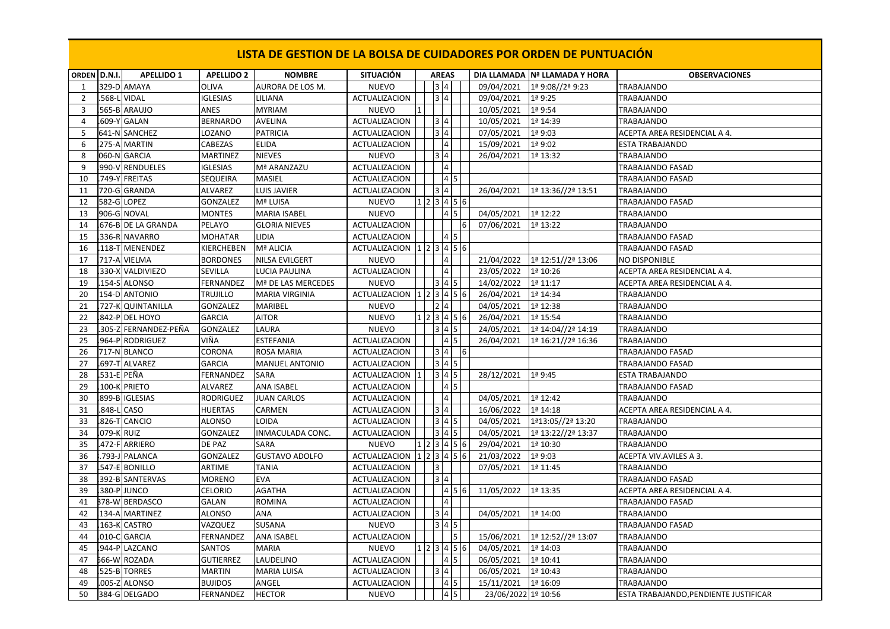# LISTA DE GESTION DE LA BOLSA DE CUIDADORES POR ORDEN DE PUNTUACIÓN

| ORDEN | D.N.I. | APELLIDO 1 | APELLIDO 2 | NOMBRE | SITUACIÓN | AREAS | | | | | | DIA LLAMADA | Nº LLAMADA Y HORA | OBSERVACIONES |
|---|---|---|---|---|---|---|---|---|---|---|---|---|---|---|
| 1 | 329-D | AMAYA | OLIVA | AURORA DE LOS M. | NUEVO | | | 3 | 4 | | | 09/04/2021 | 1ª 9:08//2ª 9:23 | TRABAJANDO |
| 2 | .568-L | VIDAL | IGLESIAS | LILIANA | ACTUALIZACION | | | 3 | 4 | | | 09/04/2021 | 1ª 9:25 | TRABAJANDO |
| 3 | 565-B | ARAUJO | ANES | MYRIAM | NUEVO | 1 | | | | | | 10/05/2021 | 1ª 9:54 | TRABAJANDO |
| 4 | .609-Y | GALAN | BERNARDO | AVELINA | ACTUALIZACION | | | 3 | 4 | | | 10/05/2021 | 1ª 14:39 | TRABAJANDO |
| 5 | 641-N | SANCHEZ | LOZANO | PATRICIA | ACTUALIZACION | | | 3 | 4 | | | 07/05/2021 | 1ª 9:03 | ACEPTA AREA RESIDENCIAL A 4. |
| 6 | 275-A | MARTIN | CABEZAS | ELIDA | ACTUALIZACION | | | | 4 | | | 15/09/2021 | 1ª 9:02 | ESTA TRABAJANDO |
| 8 | 060-N | GARCIA | MARTINEZ | NIEVES | NUEVO | | | 3 | 4 | | | 26/04/2021 | 1ª 13:32 | TRABAJANDO |
| 9 | 990-V | RENDUELES | IGLESIAS | Mª ARANZAZU | ACTUALIZACION | | | | 4 | | | | | TRABAJANDO FASAD |
| 10 | .749-Y | FREITAS | SEQUEIRA | MASIEL | ACTUALIZACION | | | | 4 | 5 | | | | TRABAJANDO FASAD |
| 11 | 720-G | GRANDA | ALVAREZ | LUIS JAVIER | ACTUALIZACION | | | 3 | 4 | | | 26/04/2021 | 1ª 13:36//2ª 13:51 | TRABAJANDO |
| 12 | 582-G | LOPEZ | GONZALEZ | Mª LUISA | NUEVO | 1 | 2 | 3 | 4 | 5 | 6 | | | TRABAJANDO FASAD |
| 13 | 906-G | NOVAL | MONTES | MARIA ISABEL | NUEVO | | | | 4 | 5 | | 04/05/2021 | 1ª 12:22 | TRABAJANDO |
| 14 | 676-B | DE LA GRANDA | PELAYO | GLORIA NIEVES | ACTUALIZACION | | | | | | 6 | 07/06/2021 | 1ª 13:22 | TRABAJANDO |
| 15 | .336-R | NAVARRO | MOHATAR | LIDIA | ACTUALIZACION | | | | 4 | 5 | | | | TRABAJANDO FASAD |
| 16 | .118-T | MENENDEZ | KIERCHEBEN | Mª ALICIA | ACTUALIZACION | 1 | 2 | 3 | 4 | 5 | 6 | | | TRABAJANDO FASAD |
| 17 | 717-A | VIELMA | BORDONES | NILSA EVILGERT | NUEVO | | | | 4 | | | 21/04/2022 | 1ª 12:51//2ª 13:06 | NO DISPONIBLE |
| 18 | .330-X | VALDIVIEZO | SEVILLA | LUCIA PAULINA | ACTUALIZACION | | | | 4 | | | 23/05/2022 | 1ª 10:26 | ACEPTA AREA RESIDENCIAL A 4. |
| 19 | .154-S | ALONSO | FERNANDEZ | Mª DE LAS MERCEDES | NUEVO | | | 3 | 4 | 5 | | 14/02/2022 | 1ª 11:17 | ACEPTA AREA RESIDENCIAL A 4. |
| 20 | 154-D | ANTONIO | TRUJILLO | MARIA VIRGINIA | ACTUALIZACION | 1 | 2 | 3 | 4 | 5 | 6 | 26/04/2021 | 1ª 14:34 | TRABAJANDO |
| 21 | .727-K | QUINTANILLA | GONZALEZ | MARIBEL | NUEVO | | 2 | | 4 | | | 04/05/2021 | 1ª 12:38 | TRABAJANDO |
| 22 | .842-P | DEL HOYO | GARCIA | AITOR | NUEVO | 1 | 2 | 3 | 4 | 5 | 6 | 26/04/2021 | 1ª 15:54 | TRABAJANDO |
| 23 | .305-Z | FERNANDEZ-PEÑA | GONZALEZ | LAURA | NUEVO | | | 3 | 4 | 5 | | 24/05/2021 | 1ª 14:04//2ª 14:19 | TRABAJANDO |
| 25 | .964-P | RODRIGUEZ | VIÑA | ESTEFANIA | ACTUALIZACION | | | | 4 | 5 | | 26/04/2021 | 1ª 16:21//2ª 16:36 | TRABAJANDO |
| 26 | 717-N | BLANCO | CORONA | ROSA MARIA | ACTUALIZACION | | | 3 | 4 | | 6 | | | TRABAJANDO FASAD |
| 27 | .697-T | ALVAREZ | GARCIA | MANUEL ANTONIO | ACTUALIZACION | | | 3 | 4 | 5 | | | | TRABAJANDO FASAD |
| 28 | .531-E | PEÑA | FERNANDEZ | SARA | ACTUALIZACION | 1 | | 3 | 4 | 5 | | 28/12/2021 | 1ª 9:45 | ESTA TRABAJANDO |
| 29 | .100-K | PRIETO | ALVAREZ | ANA ISABEL | ACTUALIZACION | | | | 4 | 5 | | | | TRABAJANDO FASAD |
| 30 | 899-B | IGLESIAS | RODRIGUEZ | JUAN CARLOS | ACTUALIZACION | | | | 4 | | | 04/05/2021 | 1ª 12:42 | TRABAJANDO |
| 31 | .848-L | CASO | HUERTAS | CARMEN | ACTUALIZACION | | | 3 | 4 | | | 16/06/2022 | 1ª 14:18 | ACEPTA AREA RESIDENCIAL A 4. |
| 33 | .826-T | CANCIO | ALONSO | LOIDA | ACTUALIZACION | | | 3 | 4 | 5 | | 04/05/2021 | 1ª13:05//2ª 13:20 | TRABAJANDO |
| 34 | .079-K | RUIZ | GONZALEZ | INMACULADA CONC. | ACTUALIZACION | | | 3 | 4 | 5 | | 04/05/2021 | 1ª 13:22//2ª 13:37 | TRABAJANDO |
| 35 | .472-F | ARRIERO | DE PAZ | SARA | NUEVO | 1 | 2 | 3 | 4 | 5 | 6 | 29/04/2021 | 1ª 10:30 | TRABAJANDO |
| 36 | .793-J | PALANCA | GONZALEZ | GUSTAVO ADOLFO | ACTUALIZACION | 1 | 2 | 3 | 4 | 5 | 6 | 21/03/2022 | 1ª 9:03 | ACEPTA VIV.AVILES A 3. |
| 37 | .547-E | BONILLO | ARTIME | TANIA | ACTUALIZACION | | | 3 | | | | 07/05/2021 | 1ª 11:45 | TRABAJANDO |
| 38 | 392-B | SANTERVAS | MORENO | EVA | ACTUALIZACION | | | 3 | 4 | | | | | TRABAJANDO FASAD |
| 39 | 380-P | JUNCO | CELORIO | AGATHA | ACTUALIZACION | | | | 4 | 5 | 6 | 11/05/2022 | 1ª 13:35 | ACEPTA AREA RESIDENCIAL A 4. |
| 41 | 378-W | BERDASCO | GALAN | ROMINA | ACTUALIZACION | | | | 4 | | | | | TRABAJANDO FASAD |
| 42 | 134-A | MARTINEZ | ALONSO | ANA | ACTUALIZACION | | | 3 | 4 | | | 04/05/2021 | 1ª 14:00 | TRABAJANDO |
| 43 | .163-K | CASTRO | VAZQUEZ | SUSANA | NUEVO | | | 3 | 4 | 5 | | | | TRABAJANDO FASAD |
| 44 | .010-C | GARCIA | FERNANDEZ | ANA ISABEL | ACTUALIZACION | | | | | 5 | | 15/06/2021 | 1ª 12:52//2ª 13:07 | TRABAJANDO |
| 45 | .944-P | LAZCANO | SANTOS | MARIA | NUEVO | 1 | 2 | 3 | 4 | 5 | 6 | 04/05/2021 | 1ª 14:03 | TRABAJANDO |
| 47 | 566-W | ROZADA | GUTIERREZ | LAUDELINO | ACTUALIZACION | | | | 4 | 5 | | 06/05/2021 | 1ª 10:41 | TRABAJANDO |
| 48 | 525-B | TORRES | MARTIN | MARIA LUISA | ACTUALIZACION | | | 3 | 4 | | | 06/05/2021 | 1ª 10:43 | TRABAJANDO |
| 49 | .005-Z | ALONSO | BUJIDOS | ANGEL | ACTUALIZACION | | | | 4 | 5 | | 15/11/2021 | 1ª 16:09 | TRABAJANDO |
| 50 | 384-G | DELGADO | FERNANDEZ | HECTOR | NUEVO | | | | 4 | 5 | | 23/06/2022 | 1º 10:56 | ESTA TRABAJANDO,PENDIENTE JUSTIFICAR |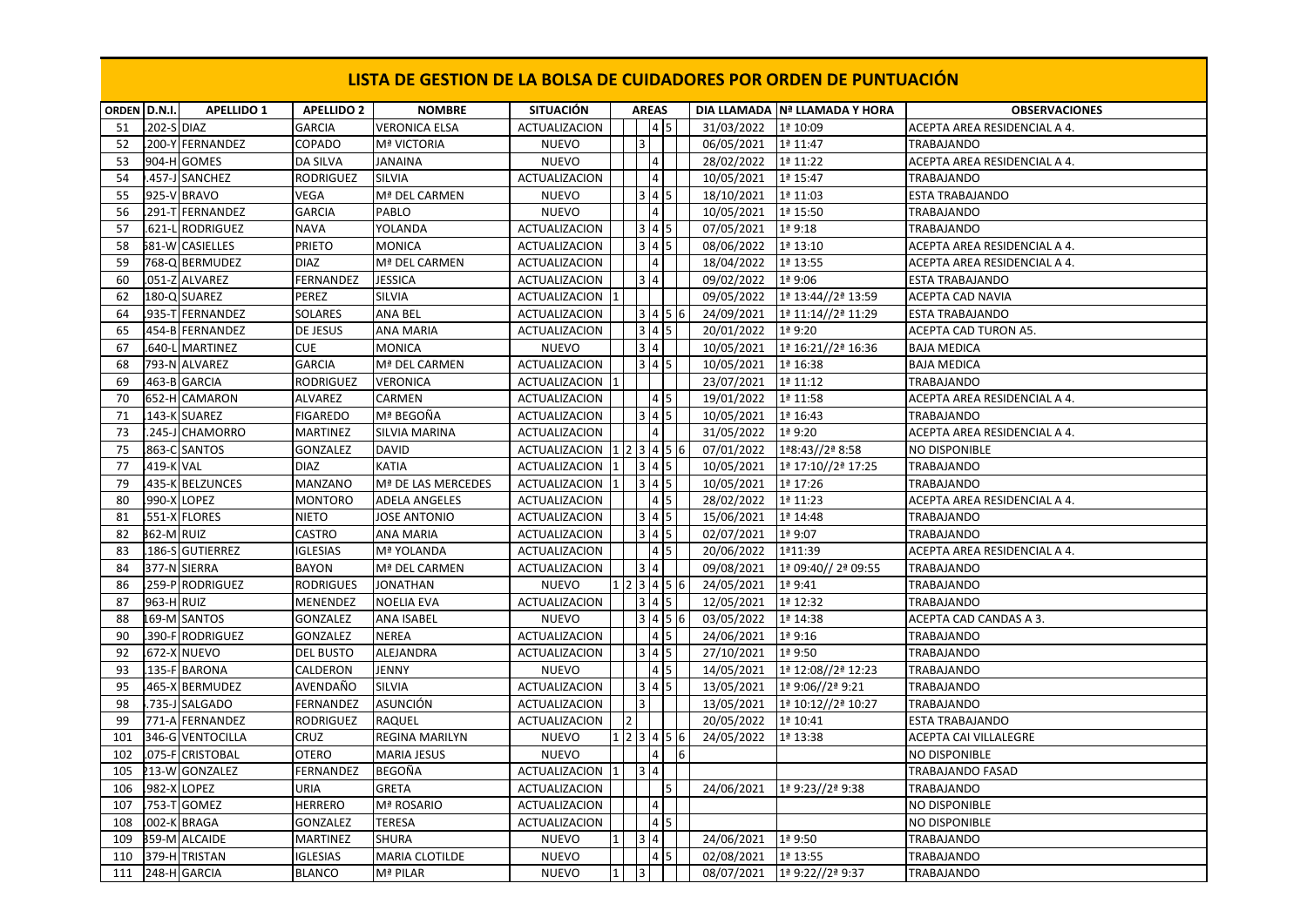# LISTA DE GESTION DE LA BOLSA DE CUIDADORES POR ORDEN DE PUNTUACIÓN

| ORDEN | D.N.I. | APELLIDO 1 | APELLIDO 2 | NOMBRE | SITUACIÓN | AREAS | DIA LLAMADA | Nº LLAMADA Y HORA | OBSERVACIONES |
|---|---|---|---|---|---|---|---|---|---|
| 51 | .202-S | DIAZ | GARCIA | VERONICA ELSA | ACTUALIZACION | 4 5 | 31/03/2022 | 1ª 10:09 | ACEPTA AREA RESIDENCIAL A 4. |
| 52 | .200-Y | FERNANDEZ | COPADO | Mª VICTORIA | NUEVO | 3 | 06/05/2021 | 1ª 11:47 | TRABAJANDO |
| 53 | 904-H | GOMES | DA SILVA | JANAINA | NUEVO | 4 | 28/02/2022 | 1ª 11:22 | ACEPTA AREA RESIDENCIAL A 4. |
| 54 | .457-J | SANCHEZ | RODRIGUEZ | SILVIA | ACTUALIZACION | 4 | 10/05/2021 | 1ª 15:47 | TRABAJANDO |
| 55 | 925-V | BRAVO | VEGA | Mª DEL CARMEN | NUEVO | 3 4 5 | 18/10/2021 | 1ª 11:03 | ESTA TRABAJANDO |
| 56 | .291-T | FERNANDEZ | GARCIA | PABLO | NUEVO | 4 | 10/05/2021 | 1ª 15:50 | TRABAJANDO |
| 57 | .621-L | RODRIGUEZ | NAVA | YOLANDA | ACTUALIZACION | 3 4 5 | 07/05/2021 | 1ª 9:18 | TRABAJANDO |
| 58 | 581-W | CASIELLES | PRIETO | MONICA | ACTUALIZACION | 3 4 5 | 08/06/2022 | 1ª 13:10 | ACEPTA AREA RESIDENCIAL A 4. |
| 59 | 768-Q | BERMUDEZ | DIAZ | Mª DEL CARMEN | ACTUALIZACION | 4 | 18/04/2022 | 1ª 13:55 | ACEPTA AREA RESIDENCIAL A 4. |
| 60 | .051-Z | ALVAREZ | FERNANDEZ | JESSICA | ACTUALIZACION | 3 4 | 09/02/2022 | 1ª 9:06 | ESTA TRABAJANDO |
| 62 | 180-Q | SUAREZ | PEREZ | SILVIA | ACTUALIZACION | 1 | 09/05/2022 | 1ª 13:44//2ª 13:59 | ACEPTA CAD NAVIA |
| 64 | .935-T | FERNANDEZ | SOLARES | ANA BEL | ACTUALIZACION | 3 4 5 6 | 24/09/2021 | 1ª 11:14//2ª 11:29 | ESTA TRABAJANDO |
| 65 | 454-B | FERNANDEZ | DE JESUS | ANA MARIA | ACTUALIZACION | 3 4 5 | 20/01/2022 | 1ª 9:20 | ACEPTA CAD TURON A5. |
| 67 | .640-L | MARTINEZ | CUE | MONICA | NUEVO | 3 4 | 10/05/2021 | 1ª 16:21//2ª 16:36 | BAJA MEDICA |
| 68 | 793-N | ALVAREZ | GARCIA | Mª DEL CARMEN | ACTUALIZACION | 3 4 5 | 10/05/2021 | 1ª 16:38 | BAJA MEDICA |
| 69 | 463-B | GARCIA | RODRIGUEZ | VERONICA | ACTUALIZACION | 1 | 23/07/2021 | 1ª 11:12 | TRABAJANDO |
| 70 | 652-H | CAMARON | ALVAREZ | CARMEN | ACTUALIZACION | 4 5 | 19/01/2022 | 1ª 11:58 | ACEPTA AREA RESIDENCIAL A 4. |
| 71 | .143-K | SUAREZ | FIGAREDO | Mª BEGOÑA | ACTUALIZACION | 3 4 5 | 10/05/2021 | 1ª 16:43 | TRABAJANDO |
| 73 | .245-J | CHAMORRO | MARTINEZ | SILVIA MARINA | ACTUALIZACION | 4 | 31/05/2022 | 1ª 9:20 | ACEPTA AREA RESIDENCIAL A 4. |
| 75 | .863-C | SANTOS | GONZALEZ | DAVID | ACTUALIZACION | 1 2 3 4 5 6 | 07/01/2022 | 1ª8:43//2ª 8:58 | NO DISPONIBLE |
| 77 | .419-K | VAL | DIAZ | KATIA | ACTUALIZACION | 1 3 4 5 | 10/05/2021 | 1ª 17:10//2ª 17:25 | TRABAJANDO |
| 79 | .435-K | BELZUNCES | MANZANO | Mª DE LAS MERCEDES | ACTUALIZACION | 1 3 4 5 | 10/05/2021 | 1ª 17:26 | TRABAJANDO |
| 80 | .990-X | LOPEZ | MONTORO | ADELA ANGELES | ACTUALIZACION | 4 5 | 28/02/2022 | 1ª 11:23 | ACEPTA AREA RESIDENCIAL A 4. |
| 81 | .551-X | FLORES | NIETO | JOSE ANTONIO | ACTUALIZACION | 3 4 5 | 15/06/2021 | 1ª 14:48 | TRABAJANDO |
| 82 | 362-M | RUIZ | CASTRO | ANA MARIA | ACTUALIZACION | 3 4 5 | 02/07/2021 | 1ª 9:07 | TRABAJANDO |
| 83 | .186-S | GUTIERREZ | IGLESIAS | Mª YOLANDA | ACTUALIZACION | 4 5 | 20/06/2022 | 1ª11:39 | ACEPTA AREA RESIDENCIAL A 4. |
| 84 | 377-N | SIERRA | BAYON | Mª DEL CARMEN | ACTUALIZACION | 3 4 | 09/08/2021 | 1ª 09:40// 2ª 09:55 | TRABAJANDO |
| 86 | .259-P | RODRIGUEZ | RODRIGUES | JONATHAN | NUEVO | 1 2 3 4 5 6 | 24/05/2021 | 1ª 9:41 | TRABAJANDO |
| 87 | 963-H | RUIZ | MENENDEZ | NOELIA EVA | ACTUALIZACION | 3 4 5 | 12/05/2021 | 1ª 12:32 | TRABAJANDO |
| 88 | 169-M | SANTOS | GONZALEZ | ANA ISABEL | NUEVO | 3 4 5 6 | 03/05/2022 | 1ª 14:38 | ACEPTA CAD CANDAS A 3. |
| 90 | .390-F | RODRIGUEZ | GONZALEZ | NEREA | ACTUALIZACION | 4 5 | 24/06/2021 | 1ª 9:16 | TRABAJANDO |
| 92 | .672-X | NUEVO | DEL BUSTO | ALEJANDRA | ACTUALIZACION | 3 4 5 | 27/10/2021 | 1ª 9:50 | TRABAJANDO |
| 93 | .135-F | BARONA | CALDERON | JENNY | NUEVO | 4 5 | 14/05/2021 | 1ª 12:08//2ª 12:23 | TRABAJANDO |
| 95 | .465-X | BERMUDEZ | AVENDAÑO | SILVIA | ACTUALIZACION | 3 4 5 | 13/05/2021 | 1ª 9:06//2ª 9:21 | TRABAJANDO |
| 98 | .735-J | SALGADO | FERNANDEZ | ASUNCIÓN | ACTUALIZACION | 3 | 13/05/2021 | 1ª 10:12//2ª 10:27 | TRABAJANDO |
| 99 | 771-A | FERNANDEZ | RODRIGUEZ | RAQUEL | ACTUALIZACION | 2 | 20/05/2022 | 1ª 10:41 | ESTA TRABAJANDO |
| 101 | 346-G | VENTOCILLA | CRUZ | REGINA MARILYN | NUEVO | 1 2 3 4 5 6 | 24/05/2022 | 1ª 13:38 | ACEPTA CAI VILLALEGRE |
| 102 | .075-F | CRISTOBAL | OTERO | MARIA JESUS | NUEVO | 4 6 | | | NO DISPONIBLE |
| 105 | 213-W | GONZALEZ | FERNANDEZ | BEGOÑA | ACTUALIZACION | 1 3 4 | | | TRABAJANDO FASAD |
| 106 | .982-X | LOPEZ | URIA | GRETA | ACTUALIZACION | 5 | 24/06/2021 | 1ª 9:23//2ª 9:38 | TRABAJANDO |
| 107 | .753-T | GOMEZ | HERRERO | Mª ROSARIO | ACTUALIZACION | 4 | | | NO DISPONIBLE |
| 108 | .002-K | BRAGA | GONZALEZ | TERESA | ACTUALIZACION | 4 5 | | | NO DISPONIBLE |
| 109 | 359-M | ALCAIDE | MARTINEZ | SHURA | NUEVO | 1 3 4 | 24/06/2021 | 1ª 9:50 | TRABAJANDO |
| 110 | 379-H | TRISTAN | IGLESIAS | MARIA CLOTILDE | NUEVO | 4 5 | 02/08/2021 | 1ª 13:55 | TRABAJANDO |
| 111 | 248-H | GARCIA | BLANCO | Mª PILAR | NUEVO | 1 3 | 08/07/2021 | 1ª 9:22//2ª 9:37 | TRABAJANDO |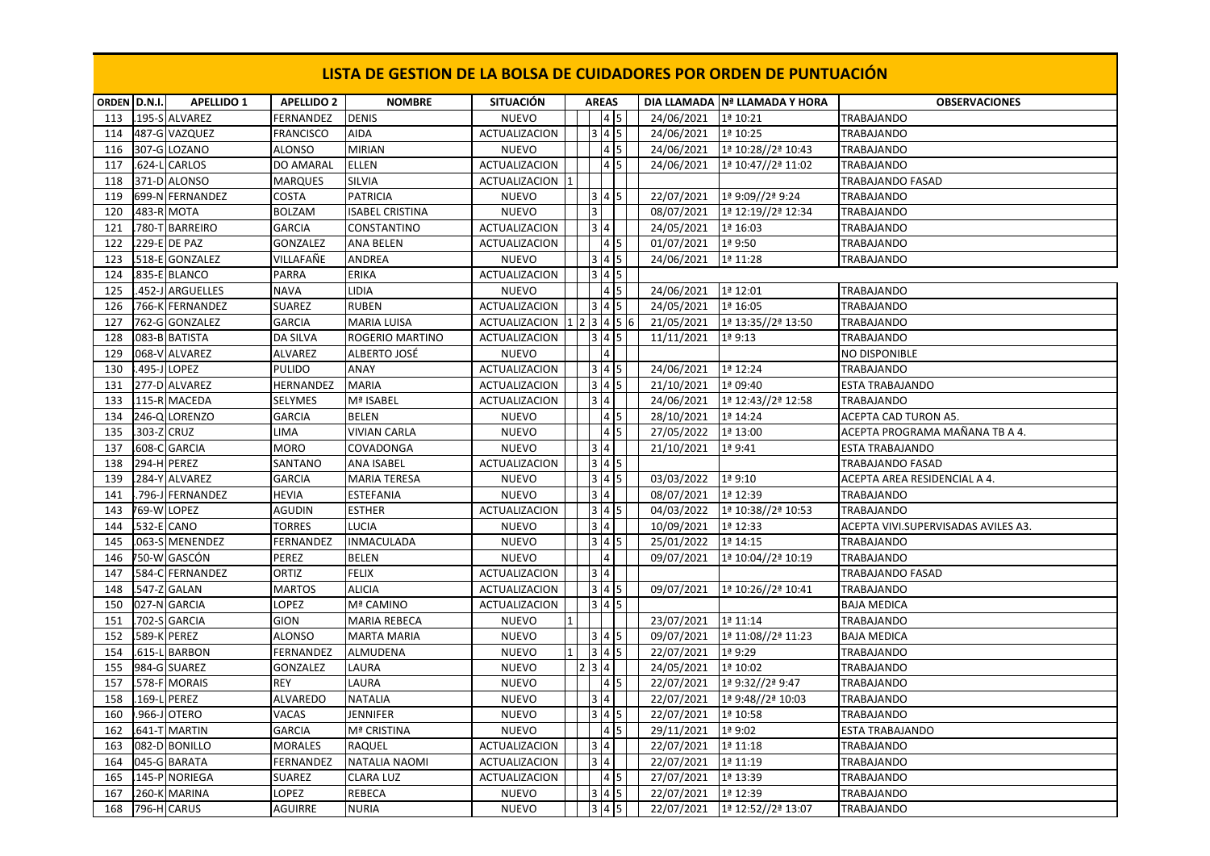# LISTA DE GESTION DE LA BOLSA DE CUIDADORES POR ORDEN DE PUNTUACIÓN

| ORDEN | D.N.I. | APELLIDO 1 | APELLIDO 2 | NOMBRE | SITUACIÓN | AREAS | | | | | | DIA LLAMADA | Nª LLAMADA Y HORA | OBSERVACIONES |
|---|---|---|---|---|---|---|---|---|---|---|---|---|---|---|
| 113 | .195-S | ALVAREZ | FERNANDEZ | DENIS | NUEVO | | | | 4 | 5 | | 24/06/2021 | 1ª 10:21 | TRABAJANDO |
| 114 | 487-G | VAZQUEZ | FRANCISCO | AIDA | ACTUALIZACION | | | 3 | 4 | 5 | | 24/06/2021 | 1ª 10:25 | TRABAJANDO |
| 116 | 307-G | LOZANO | ALONSO | MIRIAN | NUEVO | | | | 4 | 5 | | 24/06/2021 | 1ª 10:28//2ª 10:43 | TRABAJANDO |
| 117 | .624-L | CARLOS | DO AMARAL | ELLEN | ACTUALIZACION | | | | 4 | 5 | | 24/06/2021 | 1ª 10:47//2ª 11:02 | TRABAJANDO |
| 118 | 371-D | ALONSO | MARQUES | SILVIA | ACTUALIZACION | 1 | | | | | | | | TRABAJANDO FASAD |
| 119 | 699-N | FERNANDEZ | COSTA | PATRICIA | NUEVO | | | 3 | 4 | 5 | | 22/07/2021 | 1ª 9:09//2ª 9:24 | TRABAJANDO |
| 120 | .483-R | MOTA | BOLZAM | ISABEL CRISTINA | NUEVO | | | 3 | | | | 08/07/2021 | 1ª 12:19//2ª 12:34 | TRABAJANDO |
| 121 | .780-T | BARREIRO | GARCIA | CONSTANTINO | ACTUALIZACION | | | 3 | 4 | | | 24/05/2021 | 1ª 16:03 | TRABAJANDO |
| 122 | .229-E | DE PAZ | GONZALEZ | ANA BELEN | ACTUALIZACION | | | | 4 | 5 | | 01/07/2021 | 1ª 9:50 | TRABAJANDO |
| 123 | .518-E | GONZALEZ | VILLAFAÑE | ANDREA | NUEVO | | | 3 | 4 | 5 | | 24/06/2021 | 1ª 11:28 | TRABAJANDO |
| 124 | .835-E | BLANCO | PARRA | ERIKA | ACTUALIZACION | | | 3 | 4 | 5 | | | | |
| 125 | .452-J | ARGUELLES | NAVA | LIDIA | NUEVO | | | | 4 | 5 | | 24/06/2021 | 1ª 12:01 | TRABAJANDO |
| 126 | .766-K | FERNANDEZ | SUAREZ | RUBEN | ACTUALIZACION | | | 3 | 4 | 5 | | 24/05/2021 | 1ª 16:05 | TRABAJANDO |
| 127 | 762-G | GONZALEZ | GARCIA | MARIA LUISA | ACTUALIZACION | 1 | 2 | 3 | 4 | 5 | 6 | 21/05/2021 | 1ª 13:35//2ª 13:50 | TRABAJANDO |
| 128 | 083-B | BATISTA | DA SILVA | ROGERIO MARTINO | ACTUALIZACION | | | 3 | 4 | 5 | | 11/11/2021 | 1ª 9:13 | TRABAJANDO |
| 129 | 068-V | ALVAREZ | ALVAREZ | ALBERTO JOSÉ | NUEVO | | | | 4 | | | | | NO DISPONIBLE |
| 130 | .495-J | LOPEZ | PULIDO | ANAY | ACTUALIZACION | | | 3 | 4 | 5 | | 24/06/2021 | 1ª 12:24 | TRABAJANDO |
| 131 | 277-D | ALVAREZ | HERNANDEZ | MARIA | ACTUALIZACION | | | 3 | 4 | 5 | | 21/10/2021 | 1ª 09:40 | ESTA TRABAJANDO |
| 133 | .115-R | MACEDA | SELYMES | Mª ISABEL | ACTUALIZACION | | | 3 | 4 | | | 24/06/2021 | 1ª 12:43//2ª 12:58 | TRABAJANDO |
| 134 | 246-Q | LORENZO | GARCIA | BELEN | NUEVO | | | | 4 | 5 | | 28/10/2021 | 1ª 14:24 | ACEPTA CAD TURON A5. |
| 135 | .303-Z | CRUZ | LIMA | VIVIAN CARLA | NUEVO | | | | 4 | 5 | | 27/05/2022 | 1ª 13:00 | ACEPTA PROGRAMA MAÑANA TB A 4. |
| 137 | .608-C | GARCIA | MORO | COVADONGA | NUEVO | | | 3 | 4 | | | 21/10/2021 | 1ª 9:41 | ESTA TRABAJANDO |
| 138 | 294-H | PEREZ | SANTANO | ANA ISABEL | ACTUALIZACION | | | 3 | 4 | 5 | | | | TRABAJANDO FASAD |
| 139 | .284-Y | ALVAREZ | GARCIA | MARIA TERESA | NUEVO | | | 3 | 4 | 5 | | 03/03/2022 | 1ª 9:10 | ACEPTA AREA RESIDENCIAL A 4. |
| 141 | .796-J | FERNANDEZ | HEVIA | ESTEFANIA | NUEVO | | | 3 | 4 | | | 08/07/2021 | 1ª 12:39 | TRABAJANDO |
| 143 | 769-W | LOPEZ | AGUDIN | ESTHER | ACTUALIZACION | | | 3 | 4 | 5 | | 04/03/2022 | 1ª 10:38//2ª 10:53 | TRABAJANDO |
| 144 | .532-E | CANO | TORRES | LUCIA | NUEVO | | | 3 | 4 | | | 10/09/2021 | 1ª 12:33 | ACEPTA VIVI.SUPERVISADAS AVILES A3. |
| 145 | .063-S | MENENDEZ | FERNANDEZ | INMACULADA | NUEVO | | | 3 | 4 | 5 | | 25/01/2022 | 1ª 14:15 | TRABAJANDO |
| 146 | 750-W | GASCÓN | PEREZ | BELEN | NUEVO | | | | 4 | | | 09/07/2021 | 1ª 10:04//2ª 10:19 | TRABAJANDO |
| 147 | .584-C | FERNANDEZ | ORTIZ | FELIX | ACTUALIZACION | | | 3 | 4 | | | | | TRABAJANDO FASAD |
| 148 | .547-Z | GALAN | MARTOS | ALICIA | ACTUALIZACION | | | 3 | 4 | 5 | | 09/07/2021 | 1ª 10:26//2ª 10:41 | TRABAJANDO |
| 150 | 027-N | GARCIA | LOPEZ | Mª CAMINO | ACTUALIZACION | | | 3 | 4 | 5 | | | | BAJA MEDICA |
| 151 | .702-S | GARCIA | GION | MARIA REBECA | NUEVO | 1 | | | | | | 23/07/2021 | 1ª 11:14 | TRABAJANDO |
| 152 | .589-K | PEREZ | ALONSO | MARTA MARIA | NUEVO | | | 3 | 4 | 5 | | 09/07/2021 | 1ª 11:08//2ª 11:23 | BAJA MEDICA |
| 154 | .615-L | BARBON | FERNANDEZ | ALMUDENA | NUEVO | 1 | | 3 | 4 | 5 | | 22/07/2021 | 1ª 9:29 | TRABAJANDO |
| 155 | 984-G | SUAREZ | GONZALEZ | LAURA | NUEVO | | 2 | 3 | 4 | | | 24/05/2021 | 1ª 10:02 | TRABAJANDO |
| 157 | .578-F | MORAIS | REY | LAURA | NUEVO | | | | 4 | 5 | | 22/07/2021 | 1ª 9:32//2ª 9:47 | TRABAJANDO |
| 158 | .169-L | PEREZ | ALVAREDO | NATALIA | NUEVO | | | 3 | 4 | | | 22/07/2021 | 1ª 9:48//2ª 10:03 | TRABAJANDO |
| 160 | .966-J | OTERO | VACAS | JENNIFER | NUEVO | | | 3 | 4 | 5 | | 22/07/2021 | 1ª 10:58 | TRABAJANDO |
| 162 | .641-T | MARTIN | GARCIA | Mª CRISTINA | NUEVO | | | | 4 | 5 | | 29/11/2021 | 1ª 9:02 | ESTA TRABAJANDO |
| 163 | 082-D | BONILLO | MORALES | RAQUEL | ACTUALIZACION | | | 3 | 4 | | | 22/07/2021 | 1ª 11:18 | TRABAJANDO |
| 164 | 045-G | BARATA | FERNANDEZ | NATALIA NAOMI | ACTUALIZACION | | | 3 | 4 | | | 22/07/2021 | 1ª 11:19 | TRABAJANDO |
| 165 | .145-P | NORIEGA | SUAREZ | CLARA LUZ | ACTUALIZACION | | | | 4 | 5 | | 27/07/2021 | 1ª 13:39 | TRABAJANDO |
| 167 | .260-K | MARINA | LOPEZ | REBECA | NUEVO | | | 3 | 4 | 5 | | 22/07/2021 | 1ª 12:39 | TRABAJANDO |
| 168 | 796-H | CARUS | AGUIRRE | NURIA | NUEVO | | | 3 | 4 | 5 | | 22/07/2021 | 1ª 12:52//2ª 13:07 | TRABAJANDO |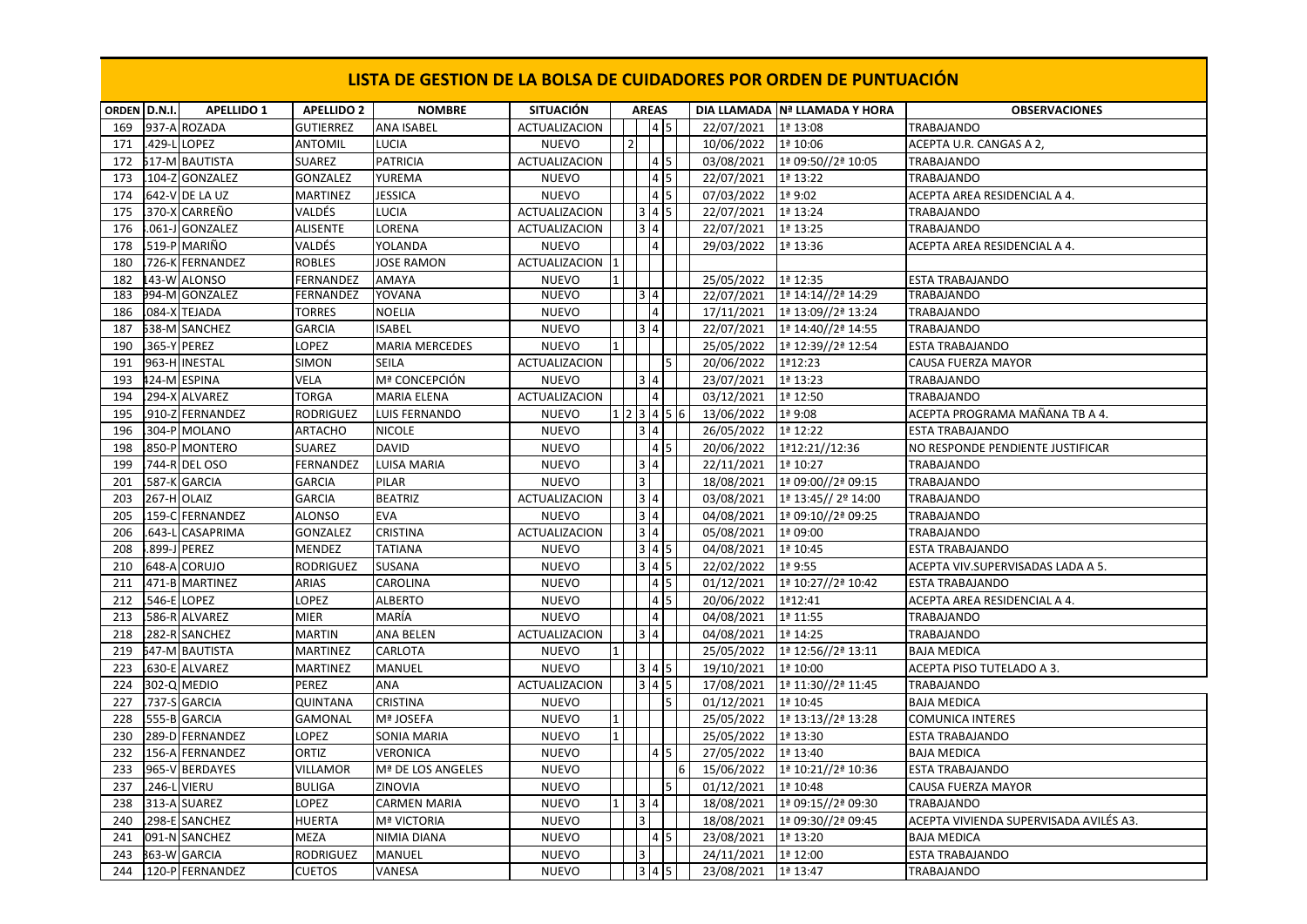# LISTA DE GESTION DE LA BOLSA DE CUIDADORES POR ORDEN DE PUNTUACIÓN

| ORDEN | D.N.I. | APELLIDO 1 | APELLIDO 2 | NOMBRE | SITUACIÓN | AREAS | | | | | | DIA LLAMADA | Nº LLAMADA Y HORA | OBSERVACIONES |
|---|---|---|---|---|---|---|---|---|---|---|---|---|---|---|
| 169 | 937-A | ROZADA | GUTIERREZ | ANA ISABEL | ACTUALIZACION | | | | 4 | 5 | | 22/07/2021 | 1ª 13:08 | TRABAJANDO |
| 171 | .429-L | LOPEZ | ANTOMIL | LUCIA | NUEVO | | 2 | | | | | 10/06/2022 | 1ª 10:06 | ACEPTA U.R. CANGAS A 2, |
| 172 | 517-M | BAUTISTA | SUAREZ | PATRICIA | ACTUALIZACION | | | | 4 | 5 | | 03/08/2021 | 1ª 09:50//2ª 10:05 | TRABAJANDO |
| 173 | .104-Z | GONZALEZ | GONZALEZ | YUREMA | NUEVO | | | | 4 | 5 | | 22/07/2021 | 1ª 13:22 | TRABAJANDO |
| 174 | 642-V | DE LA UZ | MARTINEZ | JESSICA | NUEVO | | | | 4 | 5 | | 07/03/2022 | 1ª 9:02 | ACEPTA AREA RESIDENCIAL A 4. |
| 175 | .370-X | CARREÑO | VALDÉS | LUCIA | ACTUALIZACION | | | 3 | 4 | 5 | | 22/07/2021 | 1ª 13:24 | TRABAJANDO |
| 176 | .061-J | GONZALEZ | ALISENTE | LORENA | ACTUALIZACION | | | 3 | 4 | | | 22/07/2021 | 1ª 13:25 | TRABAJANDO |
| 178 | .519-P | MARIÑO | VALDÉS | YOLANDA | NUEVO | | | | 4 | | | 29/03/2022 | 1ª 13:36 | ACEPTA AREA RESIDENCIAL A 4. |
| 180 | .726-K | FERNANDEZ | ROBLES | JOSE RAMON | ACTUALIZACION | 1 | | | | | | | | |
| 182 | 143-W | ALONSO | FERNANDEZ | AMAYA | NUEVO | 1 | | | | | | 25/05/2022 | 1ª 12:35 | ESTA TRABAJANDO |
| 183 | 994-M | GONZALEZ | FERNANDEZ | YOVANA | NUEVO | | | 3 | 4 | | | 22/07/2021 | 1ª 14:14//2ª 14:29 | TRABAJANDO |
| 186 | .084-X | TEJADA | TORRES | NOELIA | NUEVO | | | | 4 | | | 17/11/2021 | 1ª 13:09//2ª 13:24 | TRABAJANDO |
| 187 | 538-M | SANCHEZ | GARCIA | ISABEL | NUEVO | | | 3 | 4 | | | 22/07/2021 | 1ª 14:40//2ª 14:55 | TRABAJANDO |
| 190 | .365-Y | PEREZ | LOPEZ | MARIA MERCEDES | NUEVO | 1 | | | | | | 25/05/2022 | 1ª 12:39//2ª 12:54 | ESTA TRABAJANDO |
| 191 | 963-H | INESTAL | SIMON | SEILA | ACTUALIZACION | | | | | 5 | | 20/06/2022 | 1ª12:23 | CAUSA FUERZA MAYOR |
| 193 | 424-M | ESPINA | VELA | Mª CONCEPCIÓN | NUEVO | | | 3 | 4 | | | 23/07/2021 | 1ª 13:23 | TRABAJANDO |
| 194 | .294-X | ALVAREZ | TORGA | MARIA ELENA | ACTUALIZACION | | | | 4 | | | 03/12/2021 | 1ª 12:50 | TRABAJANDO |
| 195 | .910-Z | FERNANDEZ | RODRIGUEZ | LUIS FERNANDO | NUEVO | 1 | 2 | 3 | 4 | 5 | 6 | 13/06/2022 | 1ª 9:08 | ACEPTA PROGRAMA MAÑANA TB A 4. |
| 196 | .304-P | MOLANO | ARTACHO | NICOLE | NUEVO | | | 3 | 4 | | | 26/05/2022 | 1ª 12:22 | ESTA TRABAJANDO |
| 198 | .850-P | MONTERO | SUAREZ | DAVID | NUEVO | | | | 4 | 5 | | 20/06/2022 | 1ª12:21//12:36 | NO RESPONDE PENDIENTE JUSTIFICAR |
| 199 | .744-R | DEL OSO | FERNANDEZ | LUISA MARIA | NUEVO | | | 3 | 4 | | | 22/11/2021 | 1ª 10:27 | TRABAJANDO |
| 201 | .587-K | GARCIA | GARCIA | PILAR | NUEVO | | | 3 | | | | 18/08/2021 | 1ª 09:00//2ª 09:15 | TRABAJANDO |
| 203 | 267-H | OLAIZ | GARCIA | BEATRIZ | ACTUALIZACION | | | 3 | 4 | | | 03/08/2021 | 1ª 13:45// 2º 14:00 | TRABAJANDO |
| 205 | .159-C | FERNANDEZ | ALONSO | EVA | NUEVO | | | 3 | 4 | | | 04/08/2021 | 1ª 09:10//2ª 09:25 | TRABAJANDO |
| 206 | .643-L | CASAPRIMA | GONZALEZ | CRISTINA | ACTUALIZACION | | | 3 | 4 | | | 05/08/2021 | 1ª 09:00 | TRABAJANDO |
| 208 | .899-J | PEREZ | MENDEZ | TATIANA | NUEVO | | | 3 | 4 | 5 | | 04/08/2021 | 1ª 10:45 | ESTA TRABAJANDO |
| 210 | 648-A | CORUJO | RODRIGUEZ | SUSANA | NUEVO | | | 3 | 4 | 5 | | 22/02/2022 | 1ª 9:55 | ACEPTA VIV.SUPERVISADAS LADA A 5. |
| 211 | 471-B | MARTINEZ | ARIAS | CAROLINA | NUEVO | | | | 4 | 5 | | 01/12/2021 | 1ª 10:27//2ª 10:42 | ESTA TRABAJANDO |
| 212 | .546-E | LOPEZ | LOPEZ | ALBERTO | NUEVO | | | | 4 | 5 | | 20/06/2022 | 1ª12:41 | ACEPTA AREA RESIDENCIAL A 4. |
| 213 | .586-R | ALVAREZ | MIER | MARÍA | NUEVO | | | | 4 | | | 04/08/2021 | 1ª 11:55 | TRABAJANDO |
| 218 | 282-R | SANCHEZ | MARTIN | ANA BELEN | ACTUALIZACION | | | 3 | 4 | | | 04/08/2021 | 1ª 14:25 | TRABAJANDO |
| 219 | 547-M | BAUTISTA | MARTINEZ | CARLOTA | NUEVO | 1 | | | | | | 25/05/2022 | 1ª 12:56//2ª 13:11 | BAJA MEDICA |
| 223 | .630-E | ALVAREZ | MARTINEZ | MANUEL | NUEVO | | | 3 | 4 | 5 | | 19/10/2021 | 1ª 10:00 | ACEPTA PISO TUTELADO A 3. |
| 224 | 302-Q | MEDIO | PEREZ | ANA | ACTUALIZACION | | | 3 | 4 | 5 | | 17/08/2021 | 1ª 11:30//2ª 11:45 | TRABAJANDO |
| 227 | .737-S | GARCIA | QUINTANA | CRISTINA | NUEVO | | | | | 5 | | 01/12/2021 | 1ª 10:45 | BAJA MEDICA |
| 228 | 555-B | GARCIA | GAMONAL | Mª JOSEFA | NUEVO | 1 | | | | | | 25/05/2022 | 1ª 13:13//2ª 13:28 | COMUNICA INTERES |
| 230 | 289-D | FERNANDEZ | LOPEZ | SONIA MARIA | NUEVO | 1 | | | | | | 25/05/2022 | 1ª 13:30 | ESTA TRABAJANDO |
| 232 | 156-A | FERNANDEZ | ORTIZ | VERONICA | NUEVO | | | | 4 | 5 | | 27/05/2022 | 1ª 13:40 | BAJA MEDICA |
| 233 | 965-V | BERDAYES | VILLAMOR | Mª DE LOS ANGELES | NUEVO | | | | | | 6 | 15/06/2022 | 1ª 10:21//2ª 10:36 | ESTA TRABAJANDO |
| 237 | .246-L | VIERU | BULIGA | ZINOVIA | NUEVO | | | | | 5 | | 01/12/2021 | 1ª 10:48 | CAUSA FUERZA MAYOR |
| 238 | 313-A | SUAREZ | LOPEZ | CARMEN MARIA | NUEVO | 1 | | 3 | 4 | | | 18/08/2021 | 1ª 09:15//2ª 09:30 | TRABAJANDO |
| 240 | .298-E | SANCHEZ | HUERTA | Mª VICTORIA | NUEVO | | | 3 | | | | 18/08/2021 | 1ª 09:30//2ª 09:45 | ACEPTA VIVIENDA SUPERVISADA AVILÉS A3. |
| 241 | 091-N | SANCHEZ | MEZA | NIMIA DIANA | NUEVO | | | | 4 | 5 | | 23/08/2021 | 1ª 13:20 | BAJA MEDICA |
| 243 | 363-W | GARCIA | RODRIGUEZ | MANUEL | NUEVO | | | 3 | | | | 24/11/2021 | 1ª 12:00 | ESTA TRABAJANDO |
| 244 | .120-P | FERNANDEZ | CUETOS | VANESA | NUEVO | | | 3 | 4 | 5 | | 23/08/2021 | 1ª 13:47 | TRABAJANDO |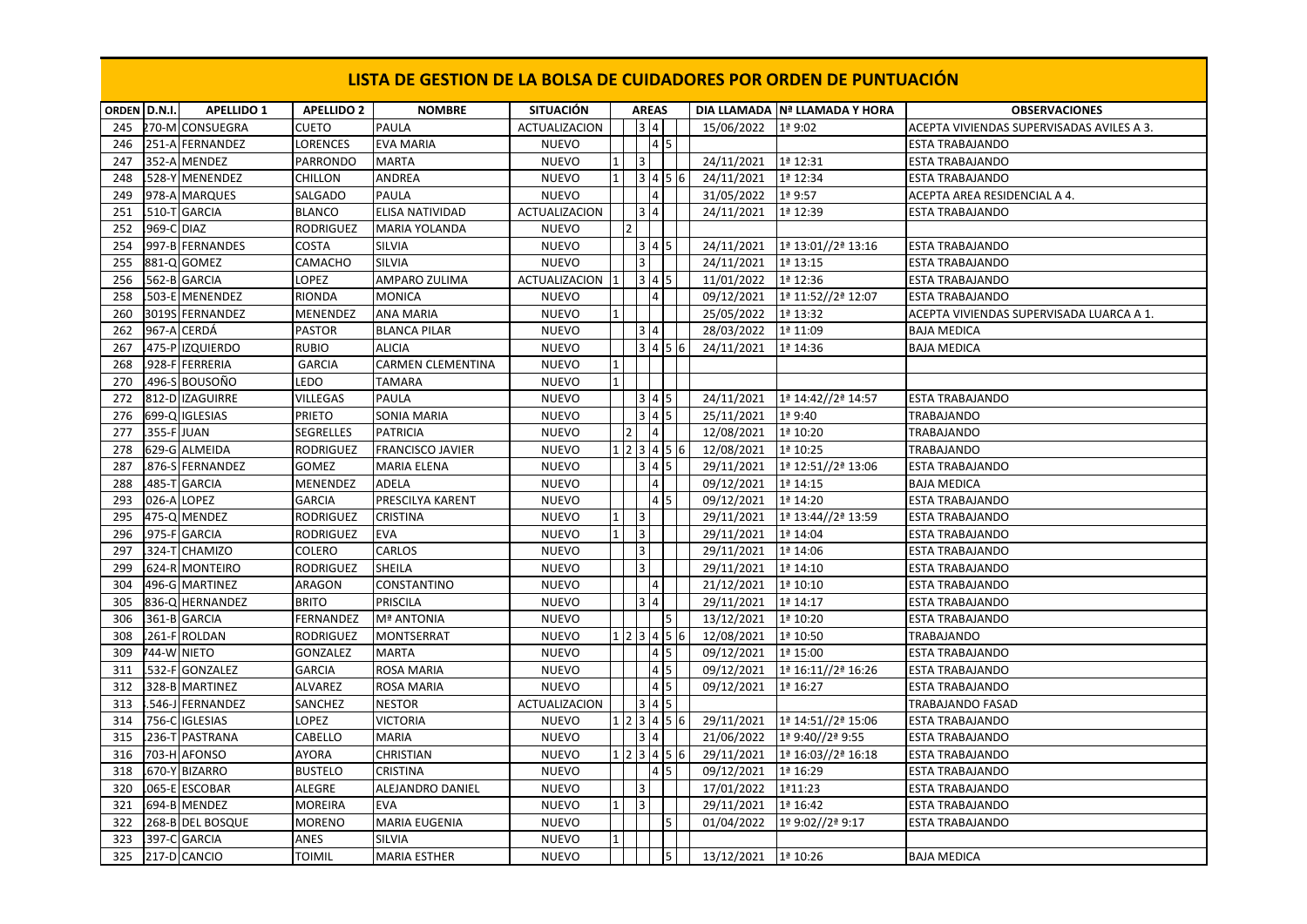# LISTA DE GESTION DE LA BOLSA DE CUIDADORES POR ORDEN DE PUNTUACIÓN

| ORDEN | D.N.I. | APELLIDO 1 | APELLIDO 2 | NOMBRE | SITUACIÓN | AREAS | | | | | | DIA LLAMADA | Nº LLAMADA Y HORA | OBSERVACIONES |
|---|---|---|---|---|---|---|---|---|---|---|---|---|---|---|
| 245 | 270-M | CONSUEGRA | CUETO | PAULA | ACTUALIZACION | | | 3 | 4 | | | 15/06/2022 | 1ª 9:02 | ACEPTA VIVIENDAS SUPERVISADAS AVILES A 3. |
| 246 | 251-A | FERNANDEZ | LORENCES | EVA MARIA | NUEVO | | | | 4 | 5 | | | | ESTA TRABAJANDO |
| 247 | 352-A | MENDEZ | PARRONDO | MARTA | NUEVO | 1 | | 3 | | | | 24/11/2021 | 1ª 12:31 | ESTA TRABAJANDO |
| 248 | 528-Y | MENENDEZ | CHILLON | ANDREA | NUEVO | 1 | | 3 | 4 | 5 | 6 | 24/11/2021 | 1ª 12:34 | ESTA TRABAJANDO |
| 249 | 978-A | MARQUES | SALGADO | PAULA | NUEVO | | | | 4 | | | 31/05/2022 | 1ª 9:57 | ACEPTA AREA RESIDENCIAL A 4. |
| 251 | 510-T | GARCIA | BLANCO | ELISA NATIVIDAD | ACTUALIZACION | | | 3 | 4 | | | 24/11/2021 | 1ª 12:39 | ESTA TRABAJANDO |
| 252 | 969-C | DIAZ | RODRIGUEZ | MARIA YOLANDA | NUEVO | | 2 | | | | | | | |
| 254 | 997-B | FERNANDES | COSTA | SILVIA | NUEVO | | | 3 | 4 | 5 | | 24/11/2021 | 1ª 13:01//2ª 13:16 | ESTA TRABAJANDO |
| 255 | 881-Q | GOMEZ | CAMACHO | SILVIA | NUEVO | | | 3 | | | | 24/11/2021 | 1ª 13:15 | ESTA TRABAJANDO |
| 256 | 562-B | GARCIA | LOPEZ | AMPARO ZULIMA | ACTUALIZACION | 1 | | 3 | 4 | 5 | | 11/01/2022 | 1ª 12:36 | ESTA TRABAJANDO |
| 258 | 503-E | MENENDEZ | RIONDA | MONICA | NUEVO | | | | 4 | | | 09/12/2021 | 1ª 11:52//2ª 12:07 | ESTA TRABAJANDO |
| 260 | 3019S | FERNANDEZ | MENENDEZ | ANA MARIA | NUEVO | 1 | | | | | | 25/05/2022 | 1ª 13:32 | ACEPTA VIVIENDAS SUPERVISADA LUARCA A 1. |
| 262 | 967-A | CERDÁ | PASTOR | BLANCA PILAR | NUEVO | | | 3 | 4 | | | 28/03/2022 | 1ª 11:09 | BAJA MEDICA |
| 267 | 475-P | IZQUIERDO | RUBIO | ALICIA | NUEVO | | | 3 | 4 | 5 | 6 | 24/11/2021 | 1ª 14:36 | BAJA MEDICA |
| 268 | 928-F | FERRERIA | GARCIA | CARMEN CLEMENTINA | NUEVO | 1 | | | | | | | | |
| 270 | 496-S | BOUSOÑO | LEDO | TAMARA | NUEVO | 1 | | | | | | | | |
| 272 | 812-D | IZAGUIRRE | VILLEGAS | PAULA | NUEVO | | | 3 | 4 | 5 | | 24/11/2021 | 1ª 14:42//2ª 14:57 | ESTA TRABAJANDO |
| 276 | 699-Q | IGLESIAS | PRIETO | SONIA MARIA | NUEVO | | | 3 | 4 | 5 | | 25/11/2021 | 1ª 9:40 | TRABAJANDO |
| 277 | 355-F | JUAN | SEGRELLES | PATRICIA | NUEVO | | 2 | | 4 | | | 12/08/2021 | 1ª 10:20 | TRABAJANDO |
| 278 | 629-G | ALMEIDA | RODRIGUEZ | FRANCISCO JAVIER | NUEVO | 1 | 2 | 3 | 4 | 5 | 6 | 12/08/2021 | 1ª 10:25 | TRABAJANDO |
| 287 | 876-S | FERNANDEZ | GOMEZ | MARIA ELENA | NUEVO | | | 3 | 4 | 5 | | 29/11/2021 | 1ª 12:51//2ª 13:06 | ESTA TRABAJANDO |
| 288 | 485-T | GARCIA | MENENDEZ | ADELA | NUEVO | | | | 4 | | | 09/12/2021 | 1ª 14:15 | BAJA MEDICA |
| 293 | 026-A | LOPEZ | GARCIA | PRESCILYA KARENT | NUEVO | | | | 4 | 5 | | 09/12/2021 | 1ª 14:20 | ESTA TRABAJANDO |
| 295 | 475-Q | MENDEZ | RODRIGUEZ | CRISTINA | NUEVO | 1 | | 3 | | | | 29/11/2021 | 1ª 13:44//2ª 13:59 | ESTA TRABAJANDO |
| 296 | 975-F | GARCIA | RODRIGUEZ | EVA | NUEVO | 1 | | 3 | | | | 29/11/2021 | 1ª 14:04 | ESTA TRABAJANDO |
| 297 | 324-T | CHAMIZO | COLERO | CARLOS | NUEVO | | | 3 | | | | 29/11/2021 | 1ª 14:06 | ESTA TRABAJANDO |
| 299 | 624-R | MONTEIRO | RODRIGUEZ | SHEILA | NUEVO | | | 3 | | | | 29/11/2021 | 1ª 14:10 | ESTA TRABAJANDO |
| 304 | 496-G | MARTINEZ | ARAGON | CONSTANTINO | NUEVO | | | | 4 | | | 21/12/2021 | 1ª 10:10 | ESTA TRABAJANDO |
| 305 | 836-Q | HERNANDEZ | BRITO | PRISCILA | NUEVO | | | 3 | 4 | | | 29/11/2021 | 1ª 14:17 | ESTA TRABAJANDO |
| 306 | 361-B | GARCIA | FERNANDEZ | Mª ANTONIA | NUEVO | | | | | 5 | | 13/12/2021 | 1ª 10:20 | ESTA TRABAJANDO |
| 308 | 261-F | ROLDAN | RODRIGUEZ | MONTSERRAT | NUEVO | 1 | 2 | 3 | 4 | 5 | 6 | 12/08/2021 | 1ª 10:50 | TRABAJANDO |
| 309 | 744-W | NIETO | GONZALEZ | MARTA | NUEVO | | | | 4 | 5 | | 09/12/2021 | 1ª 15:00 | ESTA TRABAJANDO |
| 311 | 532-F | GONZALEZ | GARCIA | ROSA MARIA | NUEVO | | | | 4 | 5 | | 09/12/2021 | 1ª 16:11//2ª 16:26 | ESTA TRABAJANDO |
| 312 | 328-B | MARTINEZ | ALVAREZ | ROSA MARIA | NUEVO | | | | 4 | 5 | | 09/12/2021 | 1ª 16:27 | ESTA TRABAJANDO |
| 313 | 546-J | FERNANDEZ | SANCHEZ | NESTOR | ACTUALIZACION | | | 3 | 4 | 5 | | | | TRABAJANDO FASAD |
| 314 | 756-C | IGLESIAS | LOPEZ | VICTORIA | NUEVO | 1 | 2 | 3 | 4 | 5 | 6 | 29/11/2021 | 1ª 14:51//2ª 15:06 | ESTA TRABAJANDO |
| 315 | 236-T | PASTRANA | CABELLO | MARIA | NUEVO | | | 3 | 4 | | | 21/06/2022 | 1ª 9:40//2ª 9:55 | ESTA TRABAJANDO |
| 316 | 703-H | AFONSO | AYORA | CHRISTIAN | NUEVO | 1 | 2 | 3 | 4 | 5 | 6 | 29/11/2021 | 1ª 16:03//2ª 16:18 | ESTA TRABAJANDO |
| 318 | 670-Y | BIZARRO | BUSTELO | CRISTINA | NUEVO | | | | 4 | 5 | | 09/12/2021 | 1ª 16:29 | ESTA TRABAJANDO |
| 320 | 065-E | ESCOBAR | ALEGRE | ALEJANDRO DANIEL | NUEVO | | | 3 | | | | 17/01/2022 | 1ª11:23 | ESTA TRABAJANDO |
| 321 | 694-B | MENDEZ | MOREIRA | EVA | NUEVO | 1 | | 3 | | | | 29/11/2021 | 1ª 16:42 | ESTA TRABAJANDO |
| 322 | 268-B | DEL BOSQUE | MORENO | MARIA EUGENIA | NUEVO | | | | | 5 | | 01/04/2022 | 1º 9:02//2ª 9:17 | ESTA TRABAJANDO |
| 323 | 397-C | GARCIA | ANES | SILVIA | NUEVO | 1 | | | | | | | | |
| 325 | 217-D | CANCIO | TOIMIL | MARIA ESTHER | NUEVO | | | | | 5 | | 13/12/2021 | 1ª 10:26 | BAJA MEDICA |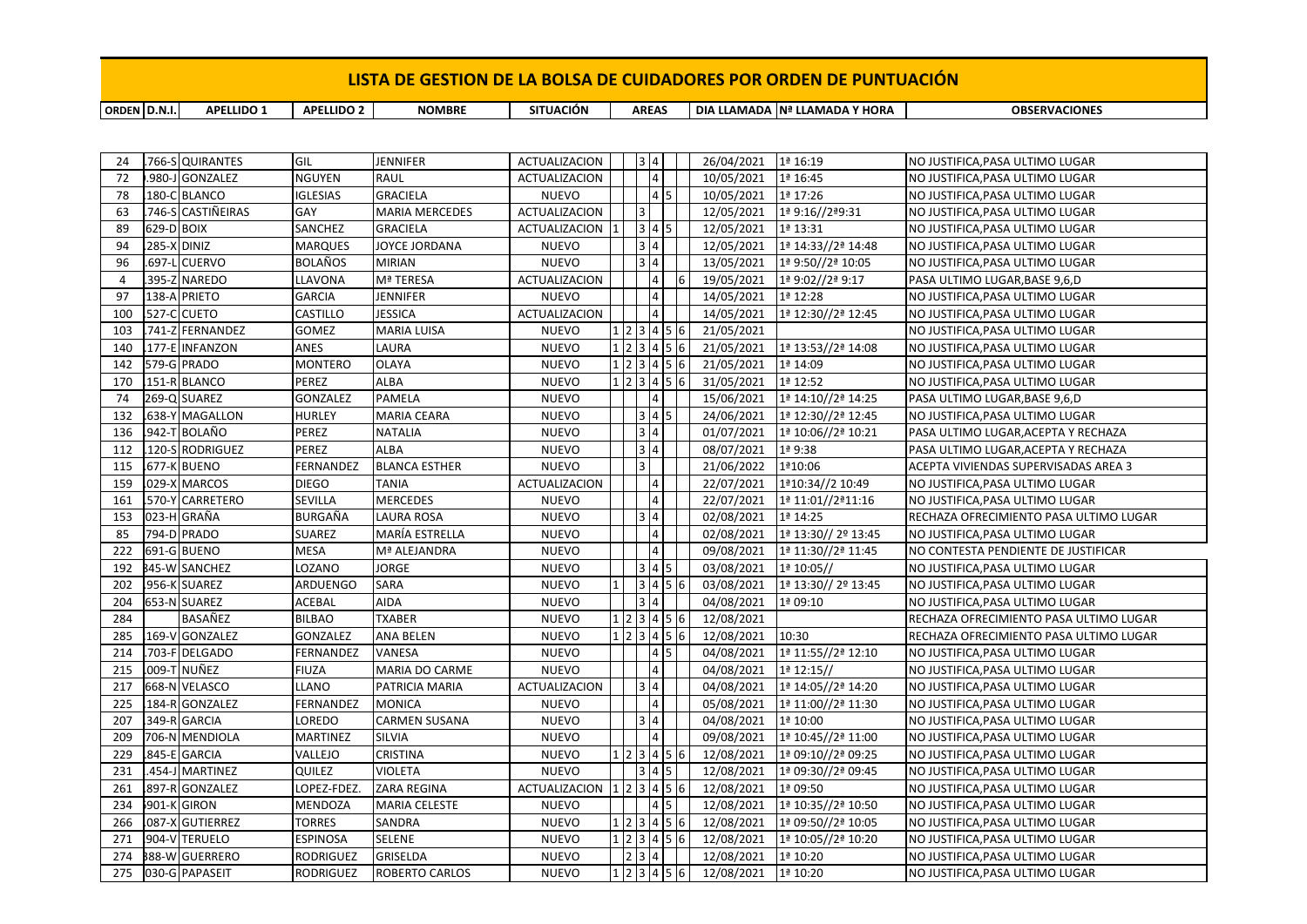# LISTA DE GESTION DE LA BOLSA DE CUIDADORES POR ORDEN DE PUNTUACIÓN

| ORDEN | D.N.I. | APELLIDO 1 | APELLIDO 2 | NOMBRE | SITUACIÓN | AREAS | DIA LLAMADA | Nª LLAMADA Y HORA | OBSERVACIONES |
|---|---|---|---|---|---|---|---|---|---|
| 24 | .766-S | QUIRANTES | GIL | JENNIFER | ACTUALIZACION | 3 4 | 26/04/2021 | 1ª 16:19 | NO JUSTIFICA,PASA ULTIMO LUGAR |
| 72 | .980-J | GONZALEZ | NGUYEN | RAUL | ACTUALIZACION | 4 | 10/05/2021 | 1ª 16:45 | NO JUSTIFICA,PASA ULTIMO LUGAR |
| 78 | .180-C | BLANCO | IGLESIAS | GRACIELA | NUEVO | 4 5 | 10/05/2021 | 1ª 17:26 | NO JUSTIFICA,PASA ULTIMO LUGAR |
| 63 | .746-S | CASTIÑEIRAS | GAY | MARIA MERCEDES | ACTUALIZACION | 3 | 12/05/2021 | 1ª 9:16//2ª9:31 | NO JUSTIFICA,PASA ULTIMO LUGAR |
| 89 | 629-D | BOIX | SANCHEZ | GRACIELA | ACTUALIZACION | 1 3 4 5 | 12/05/2021 | 1ª 13:31 | NO JUSTIFICA,PASA ULTIMO LUGAR |
| 94 | .285-X | DINIZ | MARQUES | JOYCE JORDANA | NUEVO | 3 4 | 12/05/2021 | 1ª 14:33//2ª 14:48 | NO JUSTIFICA,PASA ULTIMO LUGAR |
| 96 | .697-L | CUERVO | BOLAÑOS | MIRIAN | NUEVO | 3 4 | 13/05/2021 | 1ª 9:50//2ª 10:05 | NO JUSTIFICA,PASA ULTIMO LUGAR |
| 4 | .395-Z | NAREDO | LLAVONA | Mª TERESA | ACTUALIZACION | 4 6 | 19/05/2021 | 1ª 9:02//2ª 9:17 | PASA ULTIMO LUGAR,BASE 9,6,D |
| 97 | 138-A | PRIETO | GARCIA | JENNIFER | NUEVO | 4 | 14/05/2021 | 1ª 12:28 | NO JUSTIFICA,PASA ULTIMO LUGAR |
| 100 | 527-C | CUETO | CASTILLO | JESSICA | ACTUALIZACION | 4 | 14/05/2021 | 1ª 12:30//2ª 12:45 | NO JUSTIFICA,PASA ULTIMO LUGAR |
| 103 | .741-Z | FERNANDEZ | GOMEZ | MARIA LUISA | NUEVO | 1 2 3 4 5 6 | 21/05/2021 | | NO JUSTIFICA,PASA ULTIMO LUGAR |
| 140 | .177-E | INFANZON | ANES | LAURA | NUEVO | 1 2 3 4 5 6 | 21/05/2021 | 1ª 13:53//2ª 14:08 | NO JUSTIFICA,PASA ULTIMO LUGAR |
| 142 | 579-G | PRADO | MONTERO | OLAYA | NUEVO | 1 2 3 4 5 6 | 21/05/2021 | 1ª 14:09 | NO JUSTIFICA,PASA ULTIMO LUGAR |
| 170 | .151-R | BLANCO | PEREZ | ALBA | NUEVO | 1 2 3 4 5 6 | 31/05/2021 | 1ª 12:52 | NO JUSTIFICA,PASA ULTIMO LUGAR |
| 74 | 269-Q | SUAREZ | GONZALEZ | PAMELA | NUEVO | 4 | 15/06/2021 | 1ª 14:10//2ª 14:25 | PASA ULTIMO LUGAR,BASE 9,6,D |
| 132 | .638-Y | MAGALLON | HURLEY | MARIA CEARA | NUEVO | 3 4 5 | 24/06/2021 | 1ª 12:30//2ª 12:45 | NO JUSTIFICA,PASA ULTIMO LUGAR |
| 136 | .942-T | BOLAÑO | PEREZ | NATALIA | NUEVO | 3 4 | 01/07/2021 | 1ª 10:06//2ª 10:21 | PASA ULTIMO LUGAR,ACEPTA Y RECHAZA |
| 112 | .120-S | RODRIGUEZ | PEREZ | ALBA | NUEVO | 3 4 | 08/07/2021 | 1ª 9:38 | PASA ULTIMO LUGAR,ACEPTA Y RECHAZA |
| 115 | .677-K | BUENO | FERNANDEZ | BLANCA ESTHER | NUEVO | 3 | 21/06/2022 | 1ª10:06 | ACEPTA VIVIENDAS SUPERVISADAS AREA 3 |
| 159 | .029-X | MARCOS | DIEGO | TANIA | ACTUALIZACION | 4 | 22/07/2021 | 1ª10:34//2 10:49 | NO JUSTIFICA,PASA ULTIMO LUGAR |
| 161 | .570-Y | CARRETERO | SEVILLA | MERCEDES | NUEVO | 4 | 22/07/2021 | 1ª 11:01//2ª11:16 | NO JUSTIFICA,PASA ULTIMO LUGAR |
| 153 | 023-H | GRAÑA | BURGAÑA | LAURA ROSA | NUEVO | 3 4 | 02/08/2021 | 1ª 14:25 | RECHAZA OFRECIMIENTO PASA ULTIMO LUGAR |
| 85 | 794-D | PRADO | SUAREZ | MARÍA ESTRELLA | NUEVO | 4 | 02/08/2021 | 1ª 13:30// 2º 13:45 | NO JUSTIFICA,PASA ULTIMO LUGAR |
| 222 | 691-G | BUENO | MESA | Mª ALEJANDRA | NUEVO | 4 | 09/08/2021 | 1ª 11:30//2ª 11:45 | NO CONTESTA PENDIENTE DE JUSTIFICAR |
| 192 | 345-W | SANCHEZ | LOZANO | JORGE | NUEVO | 3 4 5 | 03/08/2021 | 1ª 10:05// | NO JUSTIFICA,PASA ULTIMO LUGAR |
| 202 | .956-K | SUAREZ | ARDUENGO | SARA | NUEVO | 1 3 4 5 6 | 03/08/2021 | 1ª 13:30// 2º 13:45 | NO JUSTIFICA,PASA ULTIMO LUGAR |
| 204 | 653-N | SUAREZ | ACEBAL | AIDA | NUEVO | 3 4 | 04/08/2021 | 1ª 09:10 | NO JUSTIFICA,PASA ULTIMO LUGAR |
| 284 | | BASAÑEZ | BILBAO | TXABER | NUEVO | 1 2 3 4 5 6 | 12/08/2021 | | RECHAZA OFRECIMIENTO PASA ULTIMO LUGAR |
| 285 | .169-V | GONZALEZ | GONZALEZ | ANA BELEN | NUEVO | 1 2 3 4 5 6 | 12/08/2021 | 10:30 | RECHAZA OFRECIMIENTO PASA ULTIMO LUGAR |
| 214 | .703-F | DELGADO | FERNANDEZ | VANESA | NUEVO | 4 5 | 04/08/2021 | 1ª 11:55//2ª 12:10 | NO JUSTIFICA,PASA ULTIMO LUGAR |
| 215 | .009-T | NUÑEZ | FIUZA | MARIA DO CARME | NUEVO | 4 | 04/08/2021 | 1ª 12:15// | NO JUSTIFICA,PASA ULTIMO LUGAR |
| 217 | 668-N | VELASCO | LLANO | PATRICIA MARIA | ACTUALIZACION | 3 4 | 04/08/2021 | 1ª 14:05//2ª 14:20 | NO JUSTIFICA,PASA ULTIMO LUGAR |
| 225 | .184-R | GONZALEZ | FERNANDEZ | MONICA | NUEVO | 4 | 05/08/2021 | 1ª 11:00//2ª 11:30 | NO JUSTIFICA,PASA ULTIMO LUGAR |
| 207 | 349-R | GARCIA | LOREDO | CARMEN SUSANA | NUEVO | 3 4 | 04/08/2021 | 1ª 10:00 | NO JUSTIFICA,PASA ULTIMO LUGAR |
| 209 | 706-N | MENDIOLA | MARTINEZ | SILVIA | NUEVO | 4 | 09/08/2021 | 1ª 10:45//2ª 11:00 | NO JUSTIFICA,PASA ULTIMO LUGAR |
| 229 | .845-E | GARCIA | VALLEJO | CRISTINA | NUEVO | 1 2 3 4 5 6 | 12/08/2021 | 1ª 09:10//2ª 09:25 | NO JUSTIFICA,PASA ULTIMO LUGAR |
| 231 | .454-J | MARTINEZ | QUILEZ | VIOLETA | NUEVO | 3 4 5 | 12/08/2021 | 1ª 09:30//2ª 09:45 | NO JUSTIFICA,PASA ULTIMO LUGAR |
| 261 | .897-R | GONZALEZ | LOPEZ-FDEZ. | ZARA REGINA | ACTUALIZACION | 1 2 3 4 5 6 | 12/08/2021 | 1ª 09:50 | NO JUSTIFICA,PASA ULTIMO LUGAR |
| 234 | 901-K | GIRON | MENDOZA | MARIA CELESTE | NUEVO | 4 5 | 12/08/2021 | 1ª 10:35//2ª 10:50 | NO JUSTIFICA,PASA ULTIMO LUGAR |
| 266 | .087-X | GUTIERREZ | TORRES | SANDRA | NUEVO | 1 2 3 4 5 6 | 12/08/2021 | 1ª 09:50//2ª 10:05 | NO JUSTIFICA,PASA ULTIMO LUGAR |
| 271 | 904-V | TERUELO | ESPINOSA | SELENE | NUEVO | 1 2 3 4 5 6 | 12/08/2021 | 1ª 10:05//2ª 10:20 | NO JUSTIFICA,PASA ULTIMO LUGAR |
| 274 | 388-W | GUERRERO | RODRIGUEZ | GRISELDA | NUEVO | 2 3 4 | 12/08/2021 | 1ª 10:20 | NO JUSTIFICA,PASA ULTIMO LUGAR |
| 275 | 030-G | PAPASEIT | RODRIGUEZ | ROBERTO CARLOS | NUEVO | 1 2 3 4 5 6 | 12/08/2021 | 1ª 10:20 | NO JUSTIFICA,PASA ULTIMO LUGAR |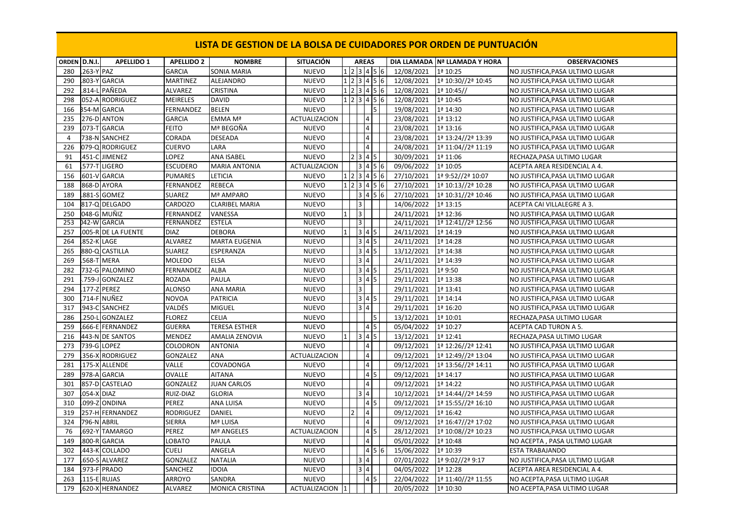# LISTA DE GESTION DE LA BOLSA DE CUIDADORES POR ORDEN DE PUNTUACIÓN

| ORDEN | D.N.I. | APELLIDO 1 | APELLIDO 2 | NOMBRE | SITUACIÓN | AREAS | | | | | | DIA LLAMADA | Nº LLAMADA Y HORA | OBSERVACIONES |
|---|---|---|---|---|---|---|---|---|---|---|---|---|---|---|
| 280 | .263-Y | PAZ | GARCIA | SONIA MARIA | NUEVO | 1 | 2 | 3 | 4 | 5 | 6 | 12/08/2021 | 1ª 10:25 | NO JUSTIFICA,PASA ULTIMO LUGAR |
| 290 | .803-Y | GARCIA | MARTINEZ | ALEJANDRO | NUEVO | 1 | 2 | 3 | 4 | 5 | 6 | 12/08/2021 | 1ª 10:30//2ª 10:45 | NO JUSTIFICA,PASA ULTIMO LUGAR |
| 292 | .814-L | PAÑEDA | ALVAREZ | CRISTINA | NUEVO | 1 | 2 | 3 | 4 | 5 | 6 | 12/08/2021 | 1ª 10:45// | NO JUSTIFICA,PASA ULTIMO LUGAR |
| 298 | 052-A | RODRIGUEZ | MEIRELES | DAVID | NUEVO | 1 | 2 | 3 | 4 | 5 | 6 | 12/08/2021 | 1ª 10:45 | NO JUSTIFICA,PASA ULTIMO LUGAR |
| 166 | 354-M | GARCIA | FERNANDEZ | BELEN | NUEVO | | | | | 5 | | 19/08/2021 | 1ª 14:30 | NO JUSTIFICA,PASA ULTIMO LUGAR |
| 235 | 276-D | ANTON | GARCIA | EMMA Mª | ACTUALIZACION | | | | 4 | | | 23/08/2021 | 1ª 13:12 | NO JUSTIFICA,PASA ULTIMO LUGAR |
| 239 | .073-T | GARCIA | FEITO | Mª BEGOÑA | NUEVO | | | | 4 | | | 23/08/2021 | 1ª 13:16 | NO JUSTIFICA,PASA ULTIMO LUGAR |
| 4 | 738-N | SANCHEZ | CORADA | DESEADA | NUEVO | | | | 4 | | | 23/08/2021 | 1ª 13:24//2ª 13:39 | NO JUSTIFICA,PASA ULTIMO LUGAR |
| 226 | 079-Q | RODRIGUEZ | CUERVO | LARA | NUEVO | | | | 4 | | | 24/08/2021 | 1ª 11:04//2ª 11:19 | NO JUSTIFICA,PASA ULTIMO LUGAR |
| 91 | .451-C | JIMENEZ | LOPEZ | ANA ISABEL | NUEVO | | 2 | 3 | 4 | 5 | | 30/09/2021 | 1ª 11:06 | RECHAZA,PASA ULTIMO LUGAR |
| 61 | .577-T | LIGERO | ESCUDERO | MARIA ANTONIA | ACTUALIZACION | | | 3 | 4 | 5 | 6 | 09/06/2022 | 1ª 10:05 | ACEPTA AREA RESIDENCIAL A 4. |
| 156 | 601-V | GARCIA | PUMARES | LETICIA | NUEVO | 1 | 2 | 3 | 4 | 5 | 6 | 27/10/2021 | 1ª 9:52//2ª 10:07 | NO JUSTIFICA,PASA ULTIMO LUGAR |
| 188 | 868-D | AYORA | FERNANDEZ | REBECA | NUEVO | 1 | 2 | 3 | 4 | 5 | 6 | 27/10/2021 | 1ª 10:13//2ª 10:28 | NO JUSTIFICA,PASA ULTIMO LUGAR |
| 189 | .881-S | GOMEZ | SUAREZ | Mª AMPARO | NUEVO | | | 3 | 4 | 5 | 6 | 27/10/2021 | 1ª 10:31//2ª 10:46 | NO JUSTIFICA,PASA ULTIMO LUGAR |
| 104 | 817-Q | DELGADO | CARDOZO | CLARIBEL MARIA | NUEVO | | | 3 | | | | 14/06/2022 | 1ª 13:15 | ACEPTA CAI VILLALEGRE A 3. |
| 250 | 048-G | MUÑIZ | FERNANDEZ | VANESSA | NUEVO | 1 | | 3 | | | | 24/11/2021 | 1ª 12:36 | NO JUSTIFICA,PASA ULTIMO LUGAR |
| 253 | 042-W | GARCIA | FERNANDEZ | ESTELA | NUEVO | | | 3 | | | | 24/11/2021 | 1ª 12:41//2ª 12:56 | NO JUSTIFICA,PASA ULTIMO LUGAR |
| 257 | .005-R | DE LA FUENTE | DIAZ | DEBORA | NUEVO | 1 | | 3 | 4 | 5 | | 24/11/2021 | 1ª 14:19 | NO JUSTIFICA,PASA ULTIMO LUGAR |
| 264 | .852-K | LAGE | ALVAREZ | MARTA EUGENIA | NUEVO | | | 3 | 4 | 5 | | 24/11/2021 | 1ª 14:28 | NO JUSTIFICA,PASA ULTIMO LUGAR |
| 265 | 880-Q | CASTILLA | SUAREZ | ESPERANZA | NUEVO | | | 3 | 4 | 5 | | 13/12/2021 | 1º 14:38 | NO JUSTIFICA,PASA ULTIMO LUGAR |
| 269 | .568-T | MERA | MOLEDO | ELSA | NUEVO | | | 3 | 4 | | | 24/11/2021 | 1ª 14:39 | NO JUSTIFICA,PASA ULTIMO LUGAR |
| 282 | 732-G | PALOMINO | FERNANDEZ | ALBA | NUEVO | | | 3 | 4 | 5 | | 25/11/2021 | 1ª 9:50 | NO JUSTIFICA,PASA ULTIMO LUGAR |
| 291 | .759-J | GONZALEZ | ROZADA | PAULA | NUEVO | | | 3 | 4 | 5 | | 29/11/2021 | 1ª 13:38 | NO JUSTIFICA,PASA ULTIMO LUGAR |
| 294 | .177-Z | PEREZ | ALONSO | ANA MARIA | NUEVO | | | 3 | | | | 29/11/2021 | 1ª 13:41 | NO JUSTIFICA,PASA ULTIMO LUGAR |
| 300 | .714-F | NUÑEZ | NOVOA | PATRICIA | NUEVO | | | 3 | 4 | 5 | | 29/11/2021 | 1ª 14:14 | NO JUSTIFICA,PASA ULTIMO LUGAR |
| 317 | 943-C | SANCHEZ | VALDÉS | MIGUEL | NUEVO | | | 3 | 4 | | | 29/11/2021 | 1ª 16:20 | NO JUSTIFICA,PASA ULTIMO LUGAR |
| 286 | .250-L | GONZALEZ | FLOREZ | CELIA | NUEVO | | | | | 5 | | 13/12/2021 | 1ª 10:01 | RECHAZA,PASA ULTIMO LUGAR |
| 259 | .666-E | FERNANDEZ | GUERRA | TERESA ESTHER | NUEVO | | | | 4 | 5 | | 05/04/2022 | 1ª 10:27 | ACEPTA CAD TURON A 5. |
| 216 | 443-N | DE SANTOS | MENDEZ | AMALIA ZENOVIA | NUEVO | 1 | | 3 | 4 | 5 | | 13/12/2021 | 1ª 12:41 | RECHAZA,PASA ULTIMO LUGAR |
| 273 | 739-G | LOPEZ | COLODRON | ANTONIA | NUEVO | | | | 4 | | | 09/12/2021 | 1ª 12:26//2ª 12:41 | NO JUSTIFICA,PASA ULTIMO LUGAR |
| 279 | 356-X | RODRIGUEZ | GONZALEZ | ANA | ACTUALIZACION | | | | 4 | | | 09/12/2021 | 1ª 12:49//2ª 13:04 | NO JUSTIFICA,PASA ULTIMO LUGAR |
| 281 | .175-X | ALLENDE | VALLE | COVADONGA | NUEVO | | | | 4 | | | 09/12/2021 | 1ª 13:56//2ª 14:11 | NO JUSTIFICA,PASA ULTIMO LUGAR |
| 289 | 978-A | GARCIA | OVALLE | AITANA | NUEVO | | | | 4 | 5 | | 09/12/2021 | 1ª 14:17 | NO JUSTIFICA,PASA ULTIMO LUGAR |
| 301 | 857-D | CASTELAO | GONZALEZ | JUAN CARLOS | NUEVO | | | | 4 | | | 09/12/2021 | 1ª 14:22 | NO JUSTIFICA,PASA ULTIMO LUGAR |
| 307 | .054-X | DIAZ | RUIZ-DIAZ | GLORIA | NUEVO | | | 3 | 4 | | | 10/12/2021 | 1ª 14:44//2ª 14:59 | NO JUSTIFICA,PASA ULTIMO LUGAR |
| 310 | .099-Z | ONDINA | PEREZ | ANA LUISA | NUEVO | | | | 4 | 5 | | 09/12/2021 | 1ª 15:55//2ª 16:10 | NO JUSTIFICA,PASA ULTIMO LUGAR |
| 319 | 257-H | FERNANDEZ | RODRIGUEZ | DANIEL | NUEVO | | 2 | | 4 | | | 09/12/2021 | 1ª 16:42 | NO JUSTIFICA,PASA ULTIMO LUGAR |
| 324 | 796-N | ABRIL | SIERRA | Mª LUISA | NUEVO | | | | 4 | | | 09/12/2021 | 1ª 16:47//2ª 17:02 | NO JUSTIFICA,PASA ULTIMO LUGAR |
| 76 | .692-Y | TAMARGO | PEREZ | Mª ANGELES | ACTUALIZACION | | | | 4 | 5 | | 28/12/2021 | 1ª 10:08//2ª 10:23 | NO JUSTIFICA,PASA ULTIMO LUGAR |
| 149 | .800-R | GARCIA | LOBATO | PAULA | NUEVO | | | | 4 | | | 05/01/2022 | 1ª 10:48 | NO ACEPTA , PASA ULTIMO LUGAR |
| 302 | .443-K | COLLADO | CUELI | ANGELA | NUEVO | | | | 4 | 5 | 6 | 15/06/2022 | 1ª 10:39 | ESTA TRABAJANDO |
| 177 | .650-S | ALVAREZ | GONZALEZ | NATALIA | NUEVO | | | 3 | 4 | | | 07/01/2022 | 1ª 9:02//2ª 9:17 | NO JUSTIFICA,PASA ULTIMO LUGAR |
| 184 | .973-F | PRADO | SANCHEZ | IDOIA | NUEVO | | | 3 | 4 | | | 04/05/2022 | 1ª 12:28 | ACEPTA AREA RESIDENCIAL A 4. |
| 263 | .115-E | RUJAS | ARROYO | SANDRA | NUEVO | | | | 4 | 5 | | 22/04/2022 | 1ª 11:40//2ª 11:55 | NO ACEPTA,PASA ULTIMO LUGAR |
| 179 | .620-X | HERNANDEZ | ALVAREZ | MONICA CRISTINA | ACTUALIZACION | 1 | | | | | | 20/05/2022 | 1ª 10:30 | NO ACEPTA,PASA ULTIMO LUGAR |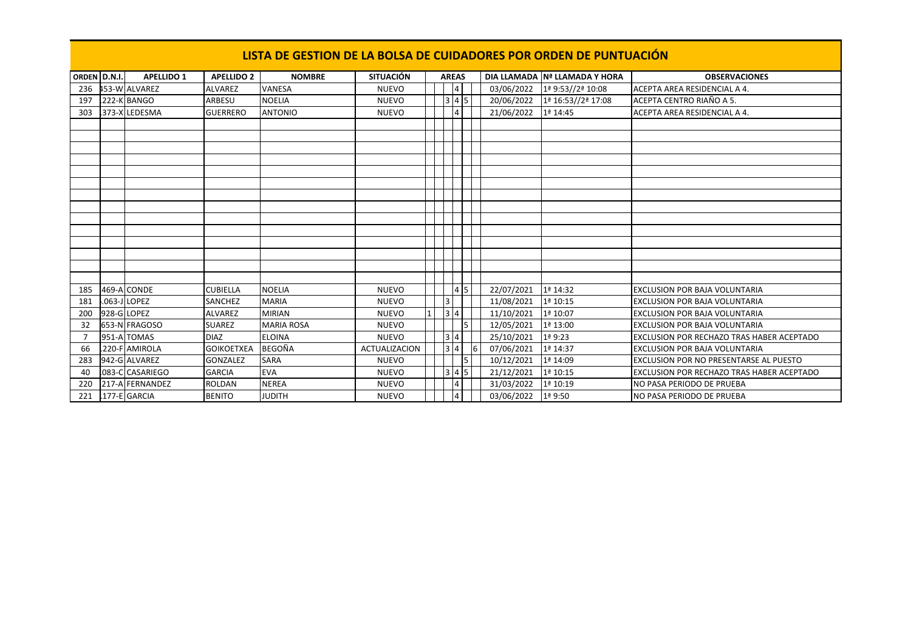# LISTA DE GESTION DE LA BOLSA DE CUIDADORES POR ORDEN DE PUNTUACIÓN

| ORDEN | D.N.I. | APELLIDO 1 | APELLIDO 2 | NOMBRE | SITUACIÓN | AREAS | | | | | | DIA LLAMADA | Nª LLAMADA Y HORA | OBSERVACIONES |
|---|---|---|---|---|---|---|---|---|---|---|---|---|---|---|
| 236 | 453-W | ALVAREZ | ALVAREZ | VANESA | NUEVO | | | | 4 | | | 03/06/2022 | 1ª 9:53//2ª 10:08 | ACEPTA AREA RESIDENCIAL A 4. |
| 197 | .222-K | BANGO | ARBESU | NOELIA | NUEVO | | | 3 | 4 | 5 | | 20/06/2022 | 1ª 16:53//2ª 17:08 | ACEPTA CENTRO RIAÑO A 5. |
| 303 | .373-X | LEDESMA | GUERRERO | ANTONIO | NUEVO | | | | 4 | | | 21/06/2022 | 1ª 14:45 | ACEPTA AREA RESIDENCIAL A 4. |
| | | | | | | | | | | | | | | |
| | | | | | | | | | | | | | | |
| | | | | | | | | | | | | | | |
| | | | | | | | | | | | | | | |
| | | | | | | | | | | | | | | |
| | | | | | | | | | | | | | | |
| | | | | | | | | | | | | | | |
| | | | | | | | | | | | | | | |
| | | | | | | | | | | | | | | |
| | | | | | | | | | | | | | | |
| | | | | | | | | | | | | | | |
| | | | | | | | | | | | | | | |
| | | | | | | | | | | | | | | |
| 185 | 469-A | CONDE | CUBIELLA | NOELIA | NUEVO | | | | 4 | 5 | | 22/07/2021 | 1ª 14:32 | EXCLUSION POR BAJA VOLUNTARIA |
| 181 | .063-J | LOPEZ | SANCHEZ | MARIA | NUEVO | | | 3 | | | | 11/08/2021 | 1ª 10:15 | EXCLUSION POR BAJA VOLUNTARIA |
| 200 | 928-G | LOPEZ | ALVAREZ | MIRIAN | NUEVO | 1 | | 3 | 4 | | | 11/10/2021 | 1ª 10:07 | EXCLUSION POR BAJA VOLUNTARIA |
| 32 | 653-N | FRAGOSO | SUAREZ | MARIA ROSA | NUEVO | | | | | 5 | | 12/05/2021 | 1ª 13:00 | EXCLUSION POR BAJA VOLUNTARIA |
| 7 | 951-A | TOMAS | DIAZ | ELOINA | NUEVO | | | 3 | 4 | | | 25/10/2021 | 1ª 9:23 | EXCLUSION POR RECHAZO TRAS HABER ACEPTADO |
| 66 | .220-F | AMIROLA | GOIKOETXEA | BEGOÑA | ACTUALIZACION | | | 3 | 4 | | 6 | 07/06/2021 | 1ª 14:37 | EXCLUSION POR BAJA VOLUNTARIA |
| 283 | 942-G | ALVAREZ | GONZALEZ | SARA | NUEVO | | | | | 5 | | 10/12/2021 | 1ª 14:09 | EXCLUSION POR NO PRESENTARSE AL PUESTO |
| 40 | .083-C | CASARIEGO | GARCIA | EVA | NUEVO | | | 3 | 4 | 5 | | 21/12/2021 | 1ª 10:15 | EXCLUSION POR RECHAZO TRAS HABER ACEPTADO |
| 220 | 217-A | FERNANDEZ | ROLDAN | NEREA | NUEVO | | | | 4 | | | 31/03/2022 | 1ª 10:19 | NO PASA PERIODO DE PRUEBA |
| 221 | .177-E | GARCIA | BENITO | JUDITH | NUEVO | | | | 4 | | | 03/06/2022 | 1ª 9:50 | NO PASA PERIODO DE PRUEBA |